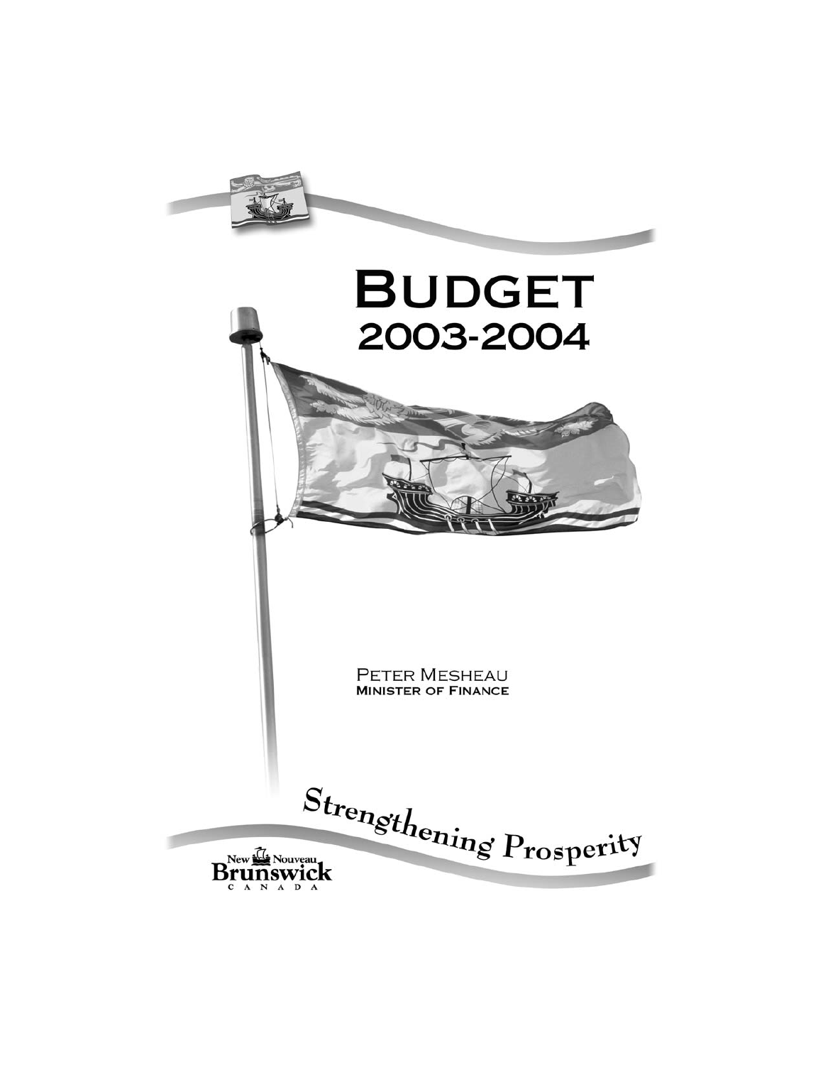# BUDGET 2003-2004

PETER MESHEAU
**MINISTER OF FINANCE**

*Strengthening Prosperity*

New Nouveau Brunswick CANADA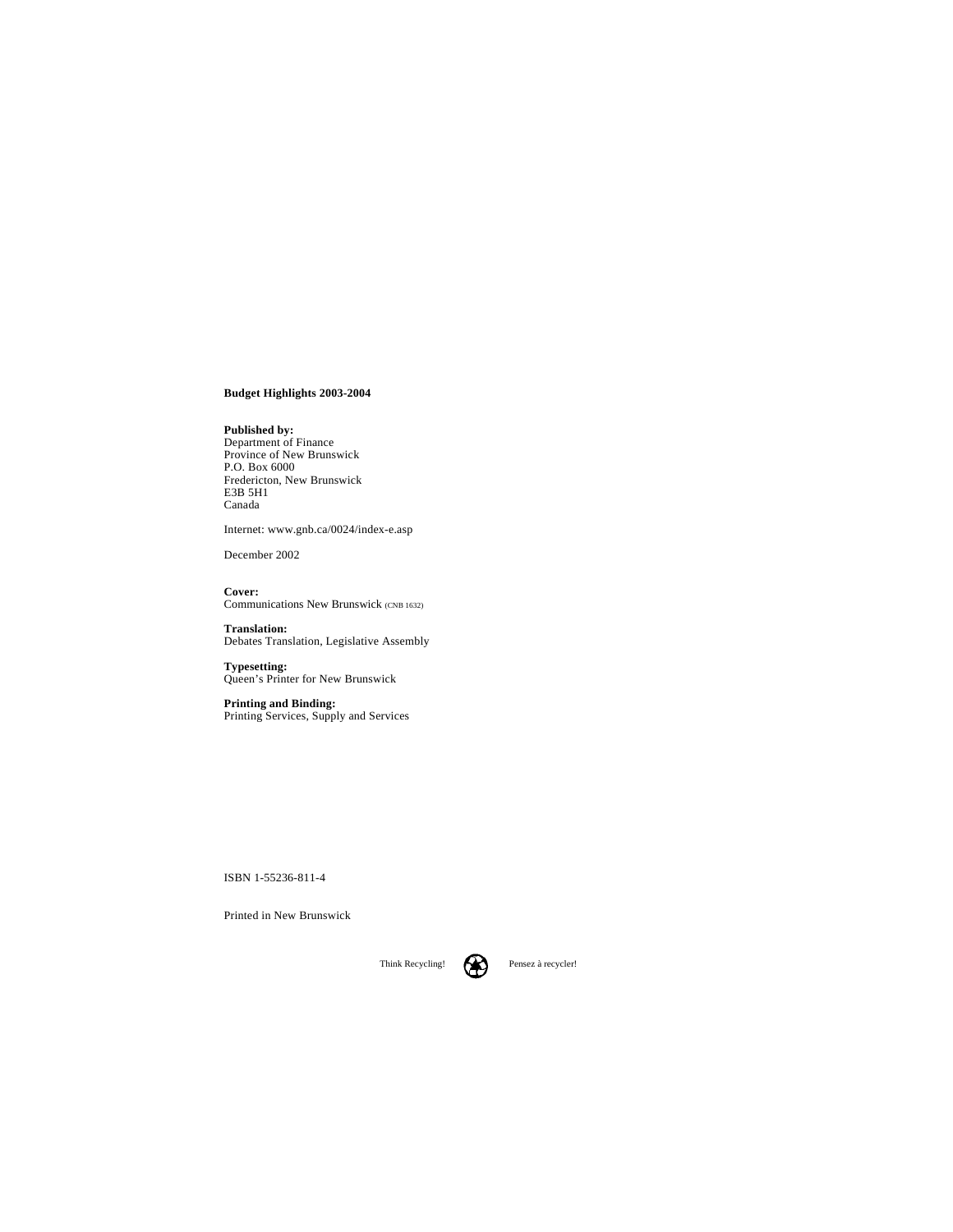**Budget Highlights 2003-2004**

**Published by:**
Department of Finance
Province of New Brunswick
P.O. Box 6000
Fredericton, New Brunswick
E3B 5H1
Canada

Internet: www.gnb.ca/0024/index-e.asp

December 2002

**Cover:**
Communications New Brunswick (CNB 1632)

**Translation:**
Debates Translation, Legislative Assembly

**Typesetting:**
Queen's Printer for New Brunswick

**Printing and Binding:**
Printing Services, Supply and Services

ISBN 1-55236-811-4

Printed in New Brunswick

Think Recycling! Pensez à recycler!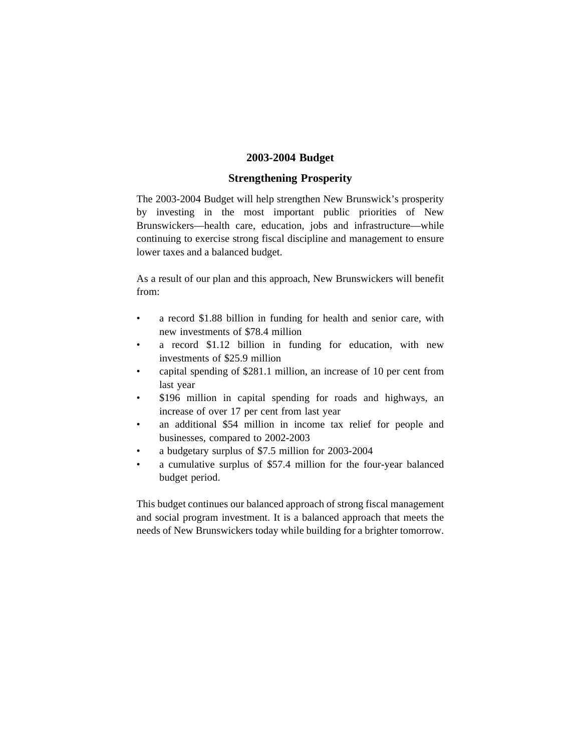## 2003-2004 Budget

## Strengthening Prosperity

The 2003-2004 Budget will help strengthen New Brunswick's prosperity by investing in the most important public priorities of New Brunswickers—health care, education, jobs and infrastructure—while continuing to exercise strong fiscal discipline and management to ensure lower taxes and a balanced budget.

As a result of our plan and this approach, New Brunswickers will benefit from:

- a record $1.88 billion in funding for health and senior care, with new investments of $78.4 million
- a record $1.12 billion in funding for education, with new investments of $25.9 million
- capital spending of $281.1 million, an increase of 10 per cent from last year
- $196 million in capital spending for roads and highways, an increase of over 17 per cent from last year
- an additional $54 million in income tax relief for people and businesses, compared to 2002-2003
- a budgetary surplus of $7.5 million for 2003-2004
- a cumulative surplus of $57.4 million for the four-year balanced budget period.

This budget continues our balanced approach of strong fiscal management and social program investment. It is a balanced approach that meets the needs of New Brunswickers today while building for a brighter tomorrow.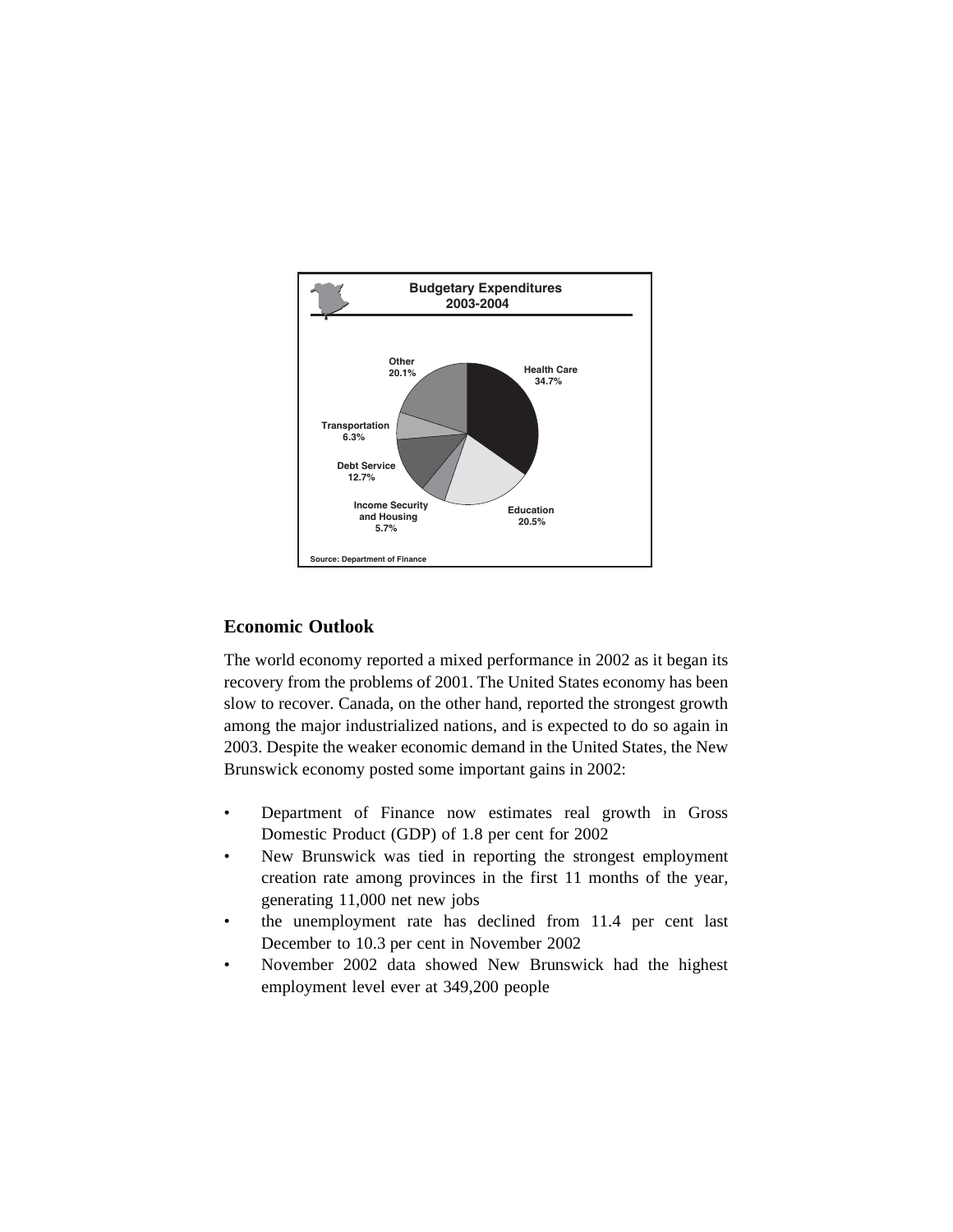**Budgetary Expenditures 2003-2004**

- Health Care 34.7%
- Education 20.5%
- Income Security and Housing 5.7%
- Debt Service 12.7%
- Transportation 6.3%
- Other 20.1%

Source: Department of Finance

## Economic Outlook

The world economy reported a mixed performance in 2002 as it began its recovery from the problems of 2001. The United States economy has been slow to recover. Canada, on the other hand, reported the strongest growth among the major industrialized nations, and is expected to do so again in 2003. Despite the weaker economic demand in the United States, the New Brunswick economy posted some important gains in 2002:

- Department of Finance now estimates real growth in Gross Domestic Product (GDP) of 1.8 per cent for 2002
- New Brunswick was tied in reporting the strongest employment creation rate among provinces in the first 11 months of the year, generating 11,000 net new jobs
- the unemployment rate has declined from 11.4 per cent last December to 10.3 per cent in November 2002
- November 2002 data showed New Brunswick had the highest employment level ever at 349,200 people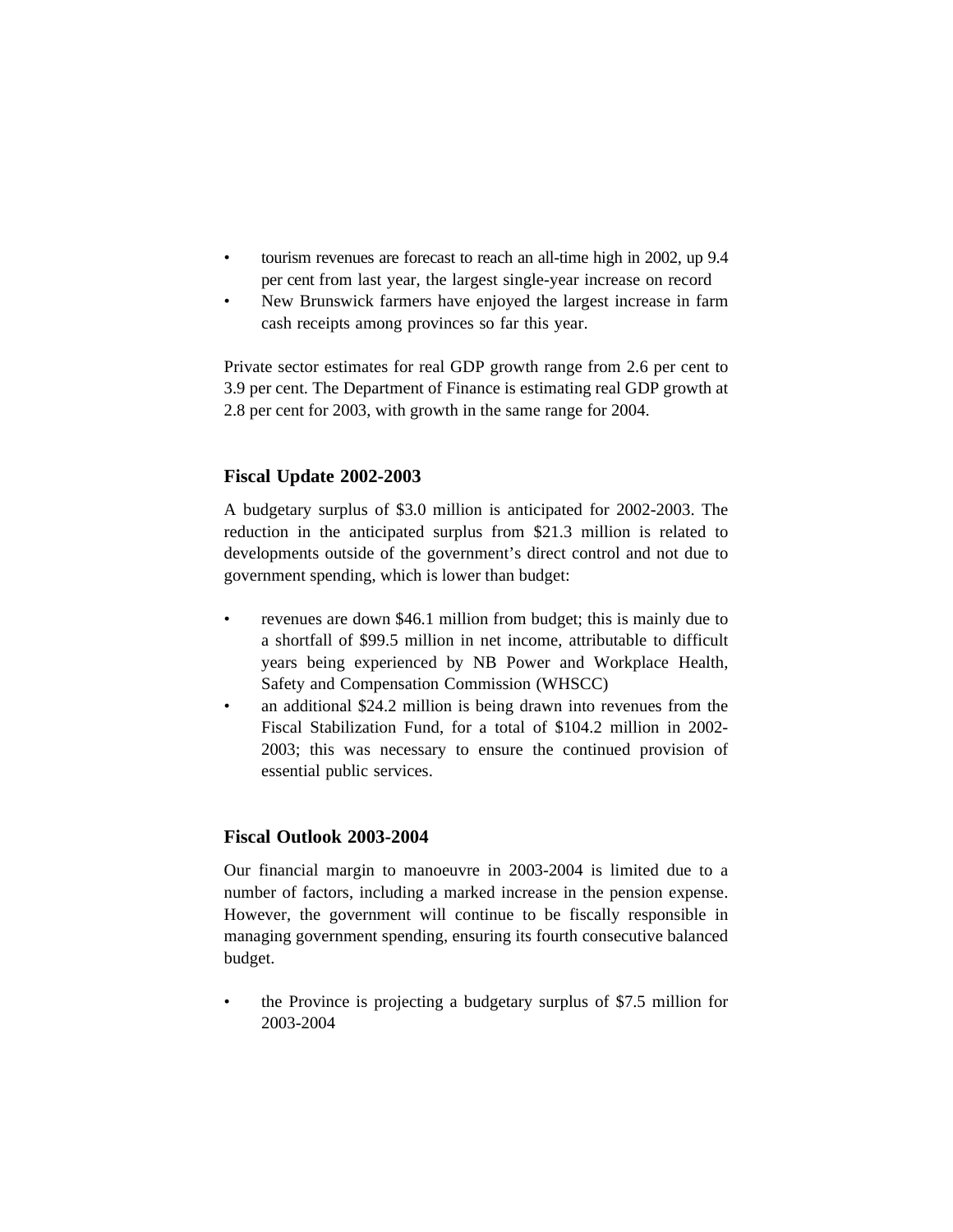- tourism revenues are forecast to reach an all-time high in 2002, up 9.4 per cent from last year, the largest single-year increase on record
- New Brunswick farmers have enjoyed the largest increase in farm cash receipts among provinces so far this year.

Private sector estimates for real GDP growth range from 2.6 per cent to 3.9 per cent. The Department of Finance is estimating real GDP growth at 2.8 per cent for 2003, with growth in the same range for 2004.

## Fiscal Update 2002-2003

A budgetary surplus of $3.0 million is anticipated for 2002-2003. The reduction in the anticipated surplus from $21.3 million is related to developments outside of the government's direct control and not due to government spending, which is lower than budget:

- revenues are down $46.1 million from budget; this is mainly due to a shortfall of $99.5 million in net income, attributable to difficult years being experienced by NB Power and Workplace Health, Safety and Compensation Commission (WHSCC)
- an additional $24.2 million is being drawn into revenues from the Fiscal Stabilization Fund, for a total of $104.2 million in 2002-2003; this was necessary to ensure the continued provision of essential public services.

## Fiscal Outlook 2003-2004

Our financial margin to manoeuvre in 2003-2004 is limited due to a number of factors, including a marked increase in the pension expense. However, the government will continue to be fiscally responsible in managing government spending, ensuring its fourth consecutive balanced budget.

- the Province is projecting a budgetary surplus of $7.5 million for 2003-2004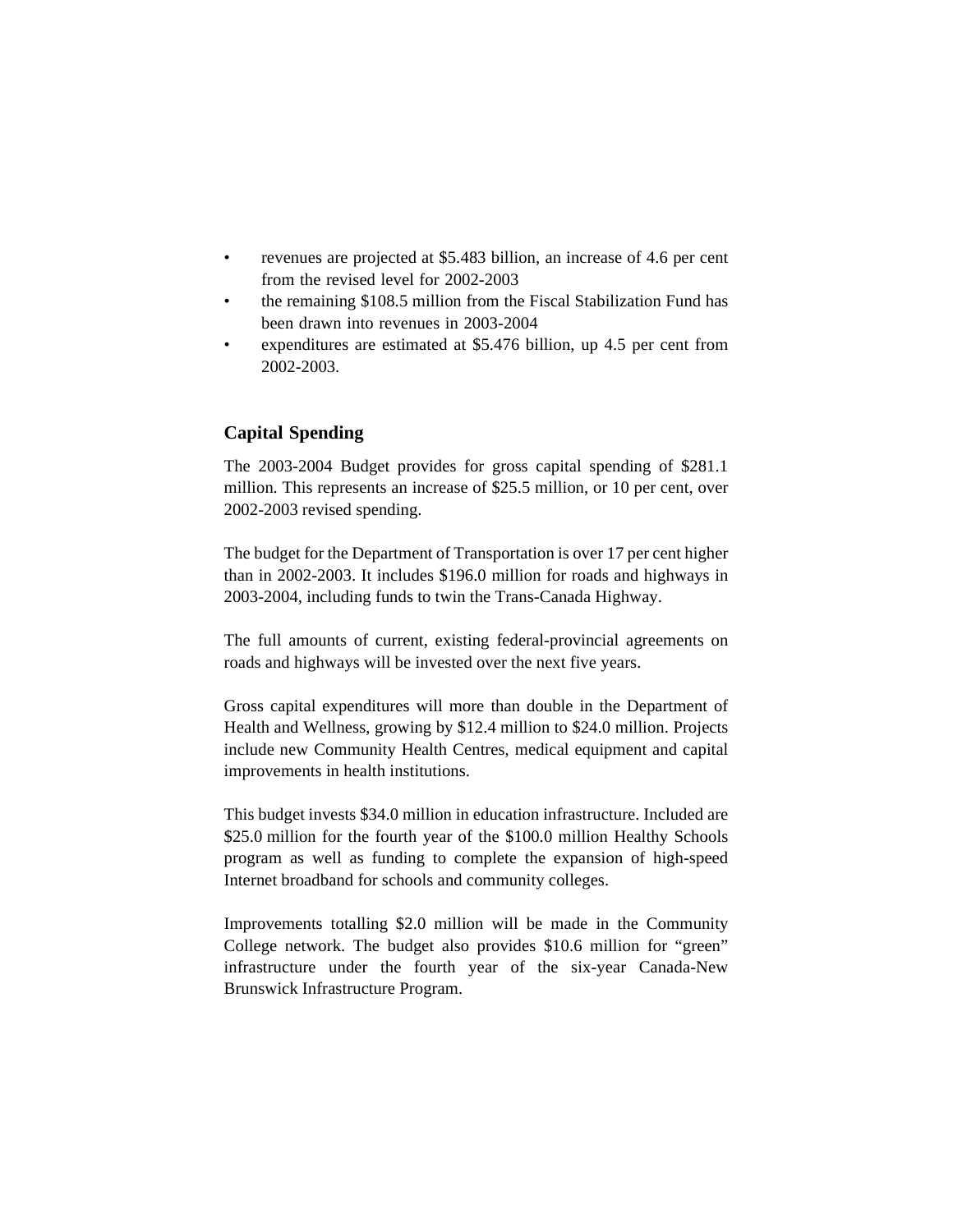- revenues are projected at $5.483 billion, an increase of 4.6 per cent from the revised level for 2002-2003
- the remaining $108.5 million from the Fiscal Stabilization Fund has been drawn into revenues in 2003-2004
- expenditures are estimated at $5.476 billion, up 4.5 per cent from 2002-2003.

## Capital Spending

The 2003-2004 Budget provides for gross capital spending of $281.1 million. This represents an increase of $25.5 million, or 10 per cent, over 2002-2003 revised spending.

The budget for the Department of Transportation is over 17 per cent higher than in 2002-2003. It includes $196.0 million for roads and highways in 2003-2004, including funds to twin the Trans-Canada Highway.

The full amounts of current, existing federal-provincial agreements on roads and highways will be invested over the next five years.

Gross capital expenditures will more than double in the Department of Health and Wellness, growing by $12.4 million to $24.0 million. Projects include new Community Health Centres, medical equipment and capital improvements in health institutions.

This budget invests $34.0 million in education infrastructure. Included are $25.0 million for the fourth year of the $100.0 million Healthy Schools program as well as funding to complete the expansion of high-speed Internet broadband for schools and community colleges.

Improvements totalling $2.0 million will be made in the Community College network. The budget also provides $10.6 million for "green" infrastructure under the fourth year of the six-year Canada-New Brunswick Infrastructure Program.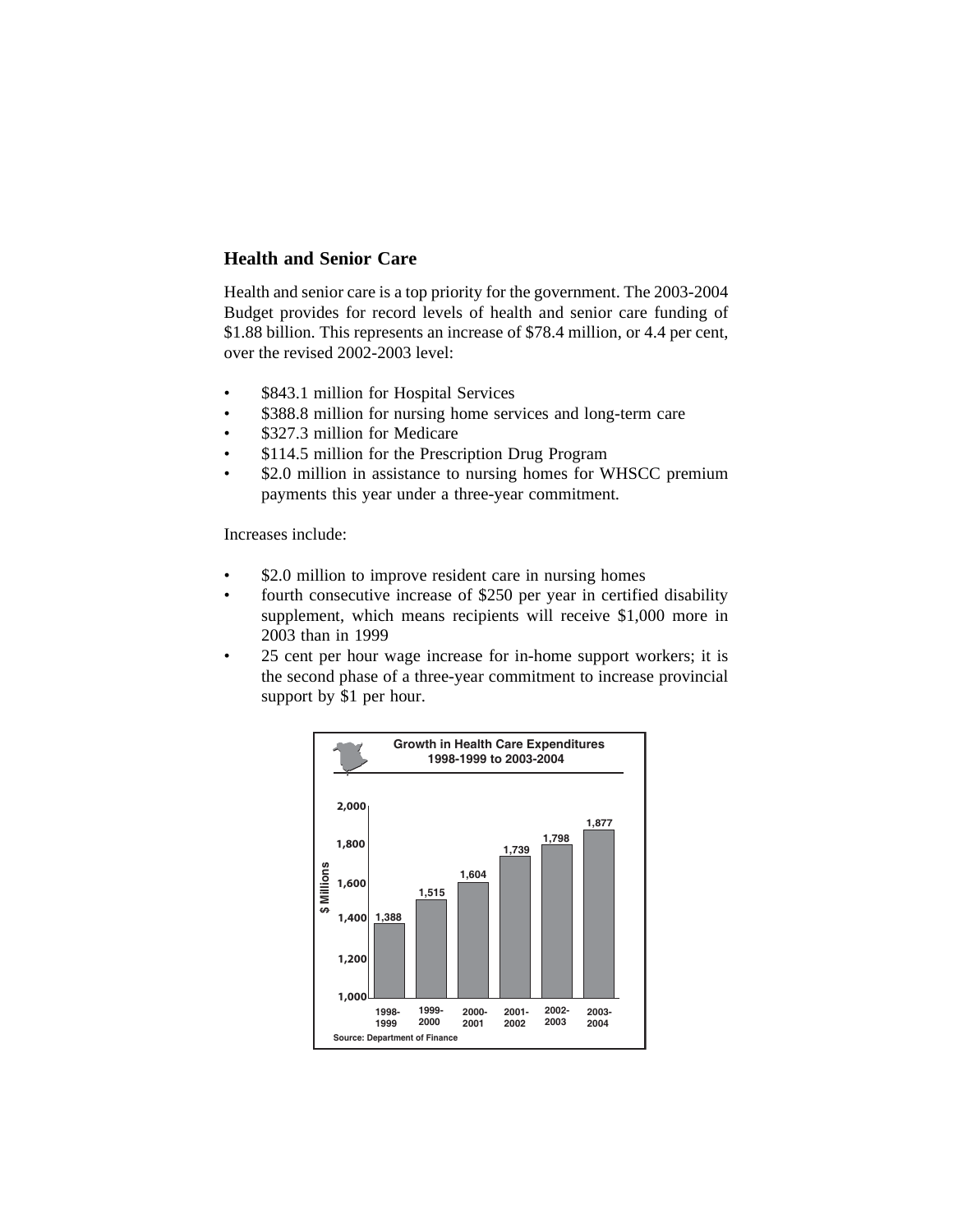## Health and Senior Care

Health and senior care is a top priority for the government. The 2003-2004 Budget provides for record levels of health and senior care funding of $1.88 billion. This represents an increase of $78.4 million, or 4.4 per cent, over the revised 2002-2003 level:

- $843.1 million for Hospital Services
- $388.8 million for nursing home services and long-term care
- $327.3 million for Medicare
- $114.5 million for the Prescription Drug Program
- $2.0 million in assistance to nursing homes for WHSCC premium payments this year under a three-year commitment.

Increases include:

- $2.0 million to improve resident care in nursing homes
- fourth consecutive increase of $250 per year in certified disability supplement, which means recipients will receive $1,000 more in 2003 than in 1999
- 25 cent per hour wage increase for in-home support workers; it is the second phase of a three-year commitment to increase provincial support by $1 per hour.

**Growth in Health Care Expenditures 1998-1999 to 2003-2004**

| Year | $ Millions |
|---|---|
| 1998-1999 | 1,388 |
| 1999-2000 | 1,515 |
| 2000-2001 | 1,604 |
| 2001-2002 | 1,739 |
| 2002-2003 | 1,798 |
| 2003-2004 | 1,877 |

Source: Department of Finance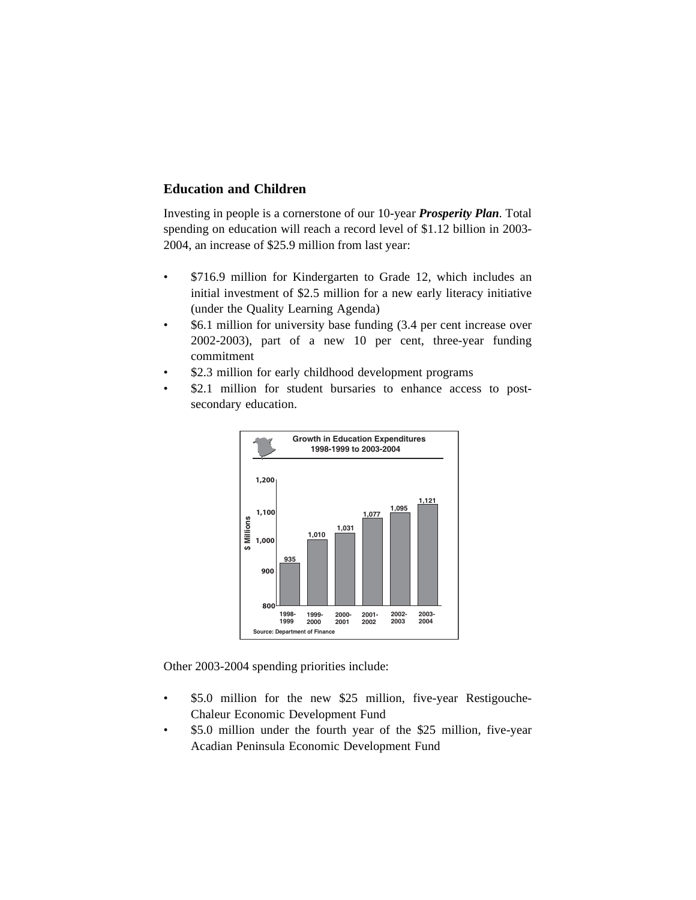## Education and Children

Investing in people is a cornerstone of our 10-year ***Prosperity Plan***. Total spending on education will reach a record level of $1.12 billion in 2003-2004, an increase of $25.9 million from last year:

- $716.9 million for Kindergarten to Grade 12, which includes an initial investment of $2.5 million for a new early literacy initiative (under the Quality Learning Agenda)
- $6.1 million for university base funding (3.4 per cent increase over 2002-2003), part of a new 10 per cent, three-year funding commitment
- $2.3 million for early childhood development programs
- $2.1 million for student bursaries to enhance access to post-secondary education.

**Growth in Education Expenditures 1998-1999 to 2003-2004**

| Year | $ Millions |
| --- | --- |
| 1998-1999 | 935 |
| 1999-2000 | 1,010 |
| 2000-2001 | 1,031 |
| 2001-2002 | 1,077 |
| 2002-2003 | 1,095 |
| 2003-2004 | 1,121 |

Source: Department of Finance

Other 2003-2004 spending priorities include:

- $5.0 million for the new $25 million, five-year Restigouche-Chaleur Economic Development Fund
- $5.0 million under the fourth year of the $25 million, five-year Acadian Peninsula Economic Development Fund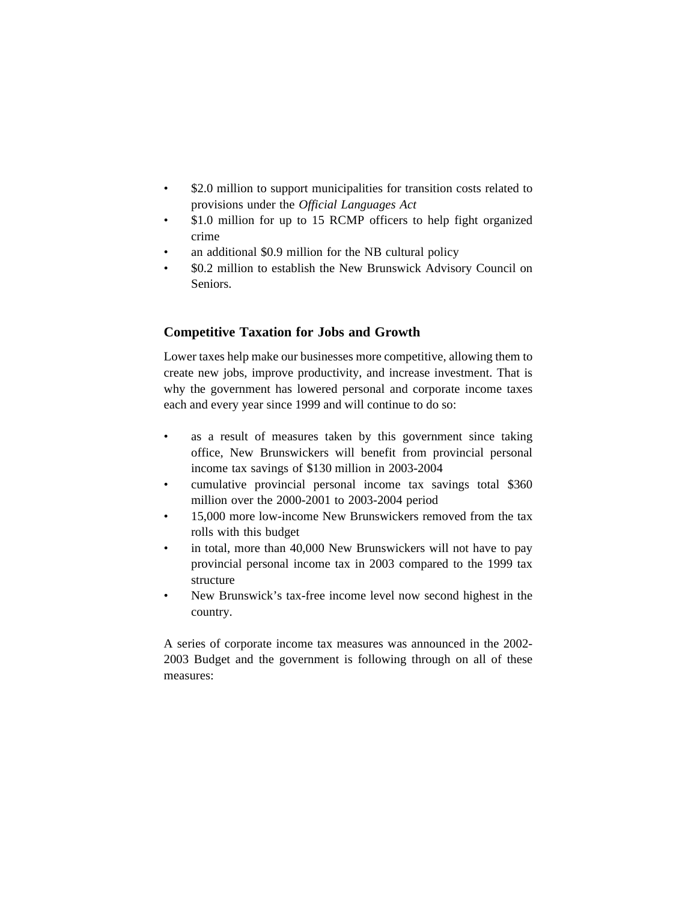- $2.0 million to support municipalities for transition costs related to provisions under the *Official Languages Act*
- $1.0 million for up to 15 RCMP officers to help fight organized crime
- an additional $0.9 million for the NB cultural policy
- $0.2 million to establish the New Brunswick Advisory Council on Seniors.

## Competitive Taxation for Jobs and Growth

Lower taxes help make our businesses more competitive, allowing them to create new jobs, improve productivity, and increase investment. That is why the government has lowered personal and corporate income taxes each and every year since 1999 and will continue to do so:

- as a result of measures taken by this government since taking office, New Brunswickers will benefit from provincial personal income tax savings of $130 million in 2003-2004
- cumulative provincial personal income tax savings total $360 million over the 2000-2001 to 2003-2004 period
- 15,000 more low-income New Brunswickers removed from the tax rolls with this budget
- in total, more than 40,000 New Brunswickers will not have to pay provincial personal income tax in 2003 compared to the 1999 tax structure
- New Brunswick's tax-free income level now second highest in the country.

A series of corporate income tax measures was announced in the 2002-2003 Budget and the government is following through on all of these measures: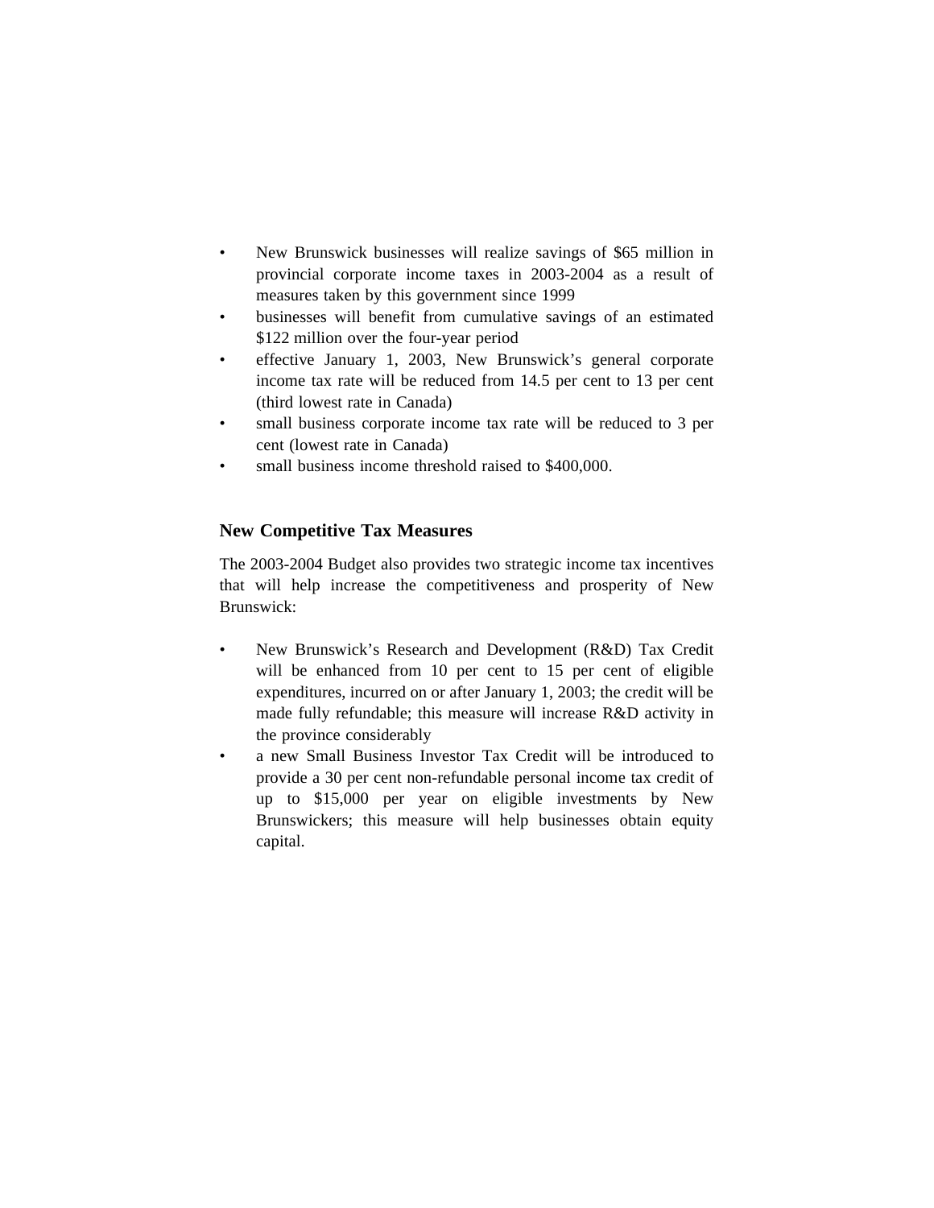- New Brunswick businesses will realize savings of $65 million in provincial corporate income taxes in 2003-2004 as a result of measures taken by this government since 1999
- businesses will benefit from cumulative savings of an estimated $122 million over the four-year period
- effective January 1, 2003, New Brunswick's general corporate income tax rate will be reduced from 14.5 per cent to 13 per cent (third lowest rate in Canada)
- small business corporate income tax rate will be reduced to 3 per cent (lowest rate in Canada)
- small business income threshold raised to $400,000.

## New Competitive Tax Measures

The 2003-2004 Budget also provides two strategic income tax incentives that will help increase the competitiveness and prosperity of New Brunswick:

- New Brunswick's Research and Development (R&D) Tax Credit will be enhanced from 10 per cent to 15 per cent of eligible expenditures, incurred on or after January 1, 2003; the credit will be made fully refundable; this measure will increase R&D activity in the province considerably
- a new Small Business Investor Tax Credit will be introduced to provide a 30 per cent non-refundable personal income tax credit of up to $15,000 per year on eligible investments by New Brunswickers; this measure will help businesses obtain equity capital.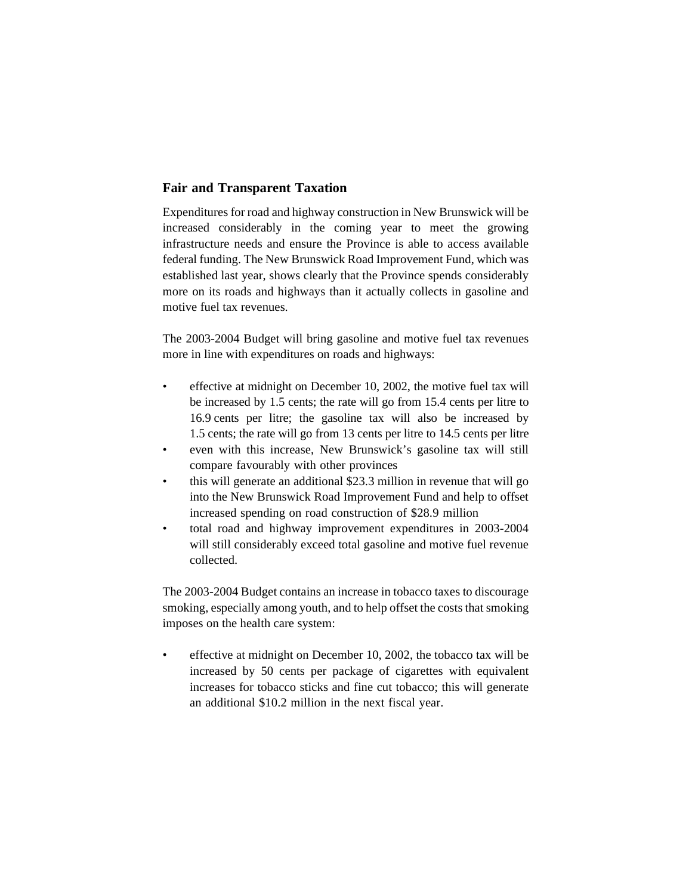## Fair and Transparent Taxation

Expenditures for road and highway construction in New Brunswick will be increased considerably in the coming year to meet the growing infrastructure needs and ensure the Province is able to access available federal funding. The New Brunswick Road Improvement Fund, which was established last year, shows clearly that the Province spends considerably more on its roads and highways than it actually collects in gasoline and motive fuel tax revenues.

The 2003-2004 Budget will bring gasoline and motive fuel tax revenues more in line with expenditures on roads and highways:

- effective at midnight on December 10, 2002, the motive fuel tax will be increased by 1.5 cents; the rate will go from 15.4 cents per litre to 16.9 cents per litre; the gasoline tax will also be increased by 1.5 cents; the rate will go from 13 cents per litre to 14.5 cents per litre
- even with this increase, New Brunswick's gasoline tax will still compare favourably with other provinces
- this will generate an additional $23.3 million in revenue that will go into the New Brunswick Road Improvement Fund and help to offset increased spending on road construction of $28.9 million
- total road and highway improvement expenditures in 2003-2004 will still considerably exceed total gasoline and motive fuel revenue collected.

The 2003-2004 Budget contains an increase in tobacco taxes to discourage smoking, especially among youth, and to help offset the costs that smoking imposes on the health care system:

- effective at midnight on December 10, 2002, the tobacco tax will be increased by 50 cents per package of cigarettes with equivalent increases for tobacco sticks and fine cut tobacco; this will generate an additional $10.2 million in the next fiscal year.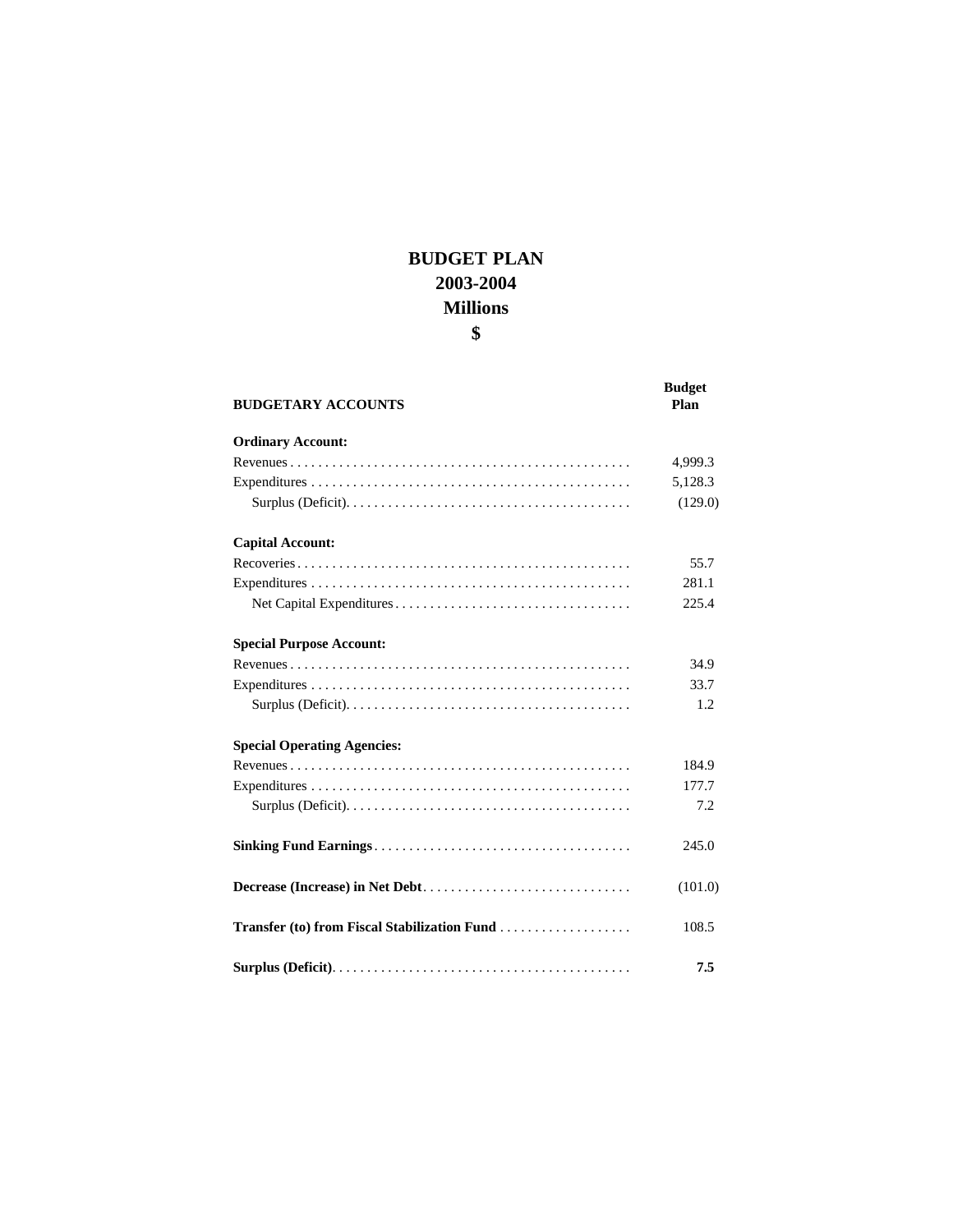# BUDGET PLAN
# 2003-2004
# Millions
# $

| BUDGETARY ACCOUNTS | Budget Plan |
|---|---|
| **Ordinary Account:** | |
| Revenues | 4,999.3 |
| Expenditures | 5,128.3 |
| Surplus (Deficit) | (129.0) |
| **Capital Account:** | |
| Recoveries | 55.7 |
| Expenditures | 281.1 |
| Net Capital Expenditures | 225.4 |
| **Special Purpose Account:** | |
| Revenues | 34.9 |
| Expenditures | 33.7 |
| Surplus (Deficit) | 1.2 |
| **Special Operating Agencies:** | |
| Revenues | 184.9 |
| Expenditures | 177.7 |
| Surplus (Deficit) | 7.2 |
| **Sinking Fund Earnings** | 245.0 |
| **Decrease (Increase) in Net Debt** | (101.0) |
| **Transfer (to) from Fiscal Stabilization Fund** | 108.5 |
| **Surplus (Deficit)** | **7.5** |